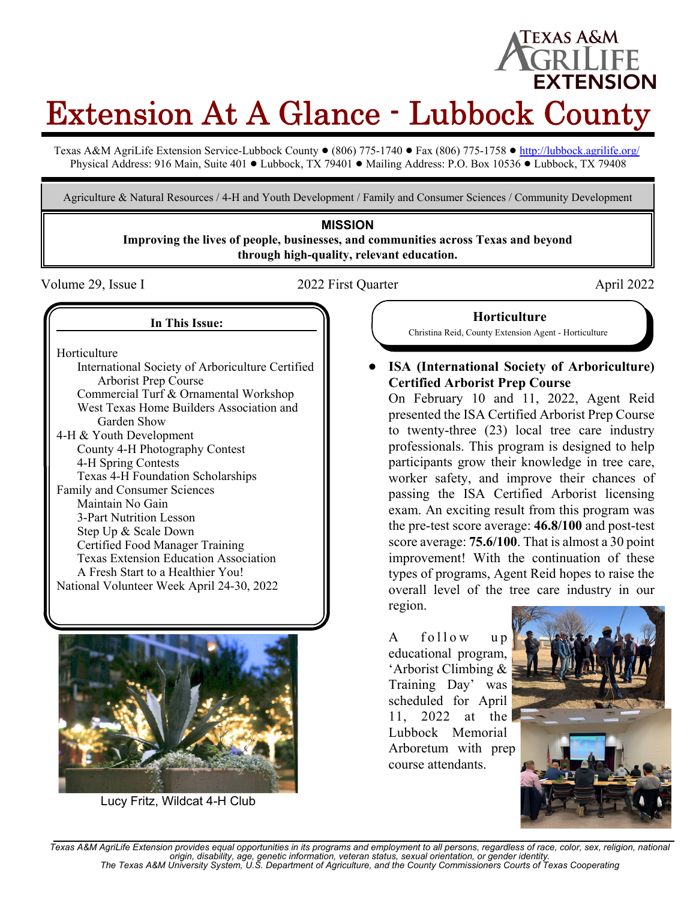Texas A&M AgriLife Extension

# Extension At A Glance - Lubbock County

Texas A&M AgriLife Extension Service-Lubbock County ● (806) 775-1740 ● Fax (806) 775-1758 ● http://lubbock.agrilife.org/
Physical Address: 916 Main, Suite 401 ● Lubbock, TX 79401 ● Mailing Address: P.O. Box 10536 ● Lubbock, TX 79408

Agriculture & Natural Resources / 4-H and Youth Development / Family and Consumer Sciences / Community Development

**MISSION**

**Improving the lives of people, businesses, and communities across Texas and beyond through high-quality, relevant education.**

Volume 29, Issue I | 2022 First Quarter | April 2022

**In This Issue:**

- Horticulture
  - International Society of Arboriculture Certified Arborist Prep Course
  - Commercial Turf & Ornamental Workshop
  - West Texas Home Builders Association and Garden Show
- 4-H & Youth Development
  - County 4-H Photography Contest
  - 4-H Spring Contests
  - Texas 4-H Foundation Scholarships
- Family and Consumer Sciences
  - Maintain No Gain
  - 3-Part Nutrition Lesson
  - Step Up & Scale Down
  - Certified Food Manager Training
  - Texas Extension Education Association
  - A Fresh Start to a Healthier You!
- National Volunteer Week April 24-30, 2022

Lucy Fritz, Wildcat 4-H Club

## Horticulture

Christina Reid, County Extension Agent - Horticulture

- **ISA (International Society of Arboriculture) Certified Arborist Prep Course**

  On February 10 and 11, 2022, Agent Reid presented the ISA Certified Arborist Prep Course to twenty-three (23) local tree care industry professionals. This program is designed to help participants grow their knowledge in tree care, worker safety, and improve their chances of passing the ISA Certified Arborist licensing exam. An exciting result from this program was the pre-test score average: **46.8/100** and post-test score average: **75.6/100**. That is almost a 30 point improvement! With the continuation of these types of programs, Agent Reid hopes to raise the overall level of the tree care industry in our region.

  A follow up educational program, 'Arborist Climbing & Training Day' was scheduled for April 11, 2022 at the Lubbock Memorial Arboretum with prep course attendants.

*Texas A&M AgriLife Extension provides equal opportunities in its programs and employment to all persons, regardless of race, color, sex, religion, national origin, disability, age, genetic information, veteran status, sexual orientation, or gender identity.*
*The Texas A&M University System, U.S. Department of Agriculture, and the County Commissioners Courts of Texas Cooperating*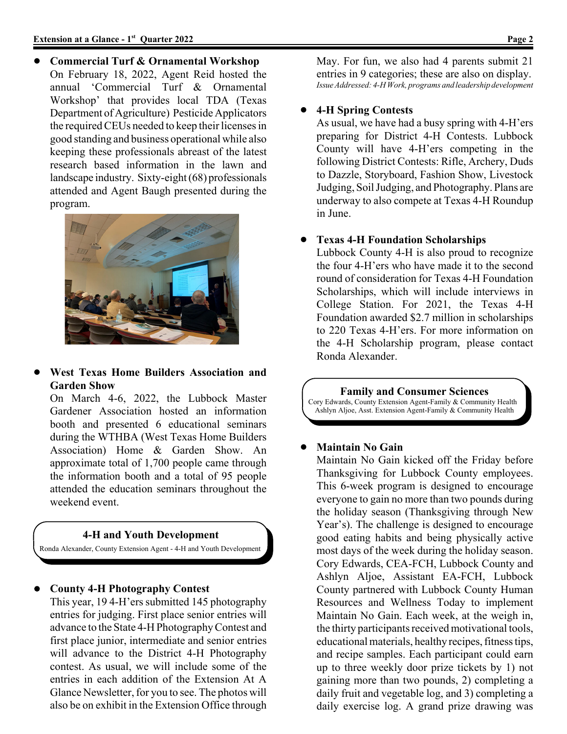- **Commercial Turf & Ornamental Workshop**
  On February 18, 2022, Agent Reid hosted the annual 'Commercial Turf & Ornamental Workshop' that provides local TDA (Texas Department of Agriculture) Pesticide Applicators the required CEUs needed to keep their licenses in good standing and business operational while also keeping these professionals abreast of the latest research based information in the lawn and landscape industry. Sixty-eight (68) professionals attended and Agent Baugh presented during the program.

- **West Texas Home Builders Association and Garden Show**
  On March 4-6, 2022, the Lubbock Master Gardener Association hosted an information booth and presented 6 educational seminars during the WTHBA (West Texas Home Builders Association) Home & Garden Show. An approximate total of 1,700 people came through the information booth and a total of 95 people attended the education seminars throughout the weekend event.

## 4-H and Youth Development

Ronda Alexander, County Extension Agent - 4-H and Youth Development

- **County 4-H Photography Contest**
  This year, 19 4-H'ers submitted 145 photography entries for judging. First place senior entries will advance to the State 4-H Photography Contest and first place junior, intermediate and senior entries will advance to the District 4-H Photography contest. As usual, we will include some of the entries in each addition of the Extension At A Glance Newsletter, for you to see. The photos will also be on exhibit in the Extension Office through May. For fun, we also had 4 parents submit 21 entries in 9 categories; these are also on display.
  *Issue Addressed: 4-H Work, programs and leadership development*

- **4-H Spring Contests**
  As usual, we have had a busy spring with 4-H'ers preparing for District 4-H Contests. Lubbock County will have 4-H'ers competing in the following District Contests: Rifle, Archery, Duds to Dazzle, Storyboard, Fashion Show, Livestock Judging, Soil Judging, and Photography. Plans are underway to also compete at Texas 4-H Roundup in June.

- **Texas 4-H Foundation Scholarships**
  Lubbock County 4-H is also proud to recognize the four 4-H'ers who have made it to the second round of consideration for Texas 4-H Foundation Scholarships, which will include interviews in College Station. For 2021, the Texas 4-H Foundation awarded $2.7 million in scholarships to 220 Texas 4-H'ers. For more information on the 4-H Scholarship program, please contact Ronda Alexander.

## Family and Consumer Sciences

Cory Edwards, County Extension Agent-Family & Community Health
Ashlyn Aljoe, Asst. Extension Agent-Family & Community Health

- **Maintain No Gain**
  Maintain No Gain kicked off the Friday before Thanksgiving for Lubbock County employees. This 6-week program is designed to encourage everyone to gain no more than two pounds during the holiday season (Thanksgiving through New Year's). The challenge is designed to encourage good eating habits and being physically active most days of the week during the holiday season. Cory Edwards, CEA-FCH, Lubbock County and Ashlyn Aljoe, Assistant EA-FCH, Lubbock County partnered with Lubbock County Human Resources and Wellness Today to implement Maintain No Gain. Each week, at the weigh in, the thirty participants received motivational tools, educational materials, healthy recipes, fitness tips, and recipe samples. Each participant could earn up to three weekly door prize tickets by 1) not gaining more than two pounds, 2) completing a daily fruit and vegetable log, and 3) completing a daily exercise log. A grand prize drawing was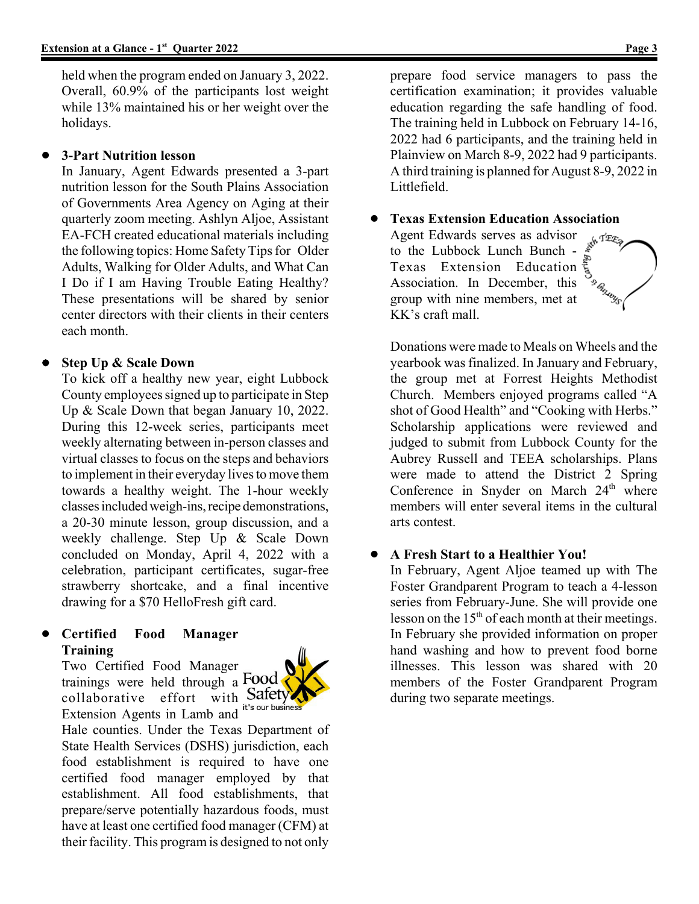held when the program ended on January 3, 2022. Overall, 60.9% of the participants lost weight while 13% maintained his or her weight over the holidays.

- **3-Part Nutrition lesson**
  In January, Agent Edwards presented a 3-part nutrition lesson for the South Plains Association of Governments Area Agency on Aging at their quarterly zoom meeting. Ashlyn Aljoe, Assistant EA-FCH created educational materials including the following topics: Home Safety Tips for Older Adults, Walking for Older Adults, and What Can I Do if I am Having Trouble Eating Healthy? These presentations will be shared by senior center directors with their clients in their centers each month.

- **Step Up & Scale Down**
  To kick off a healthy new year, eight Lubbock County employees signed up to participate in Step Up & Scale Down that began January 10, 2022. During this 12-week series, participants meet weekly alternating between in-person classes and virtual classes to focus on the steps and behaviors to implement in their everyday lives to move them towards a healthy weight. The 1-hour weekly classes included weigh-ins, recipe demonstrations, a 20-30 minute lesson, group discussion, and a weekly challenge. Step Up & Scale Down concluded on Monday, April 4, 2022 with a celebration, participant certificates, sugar-free strawberry shortcake, and a final incentive drawing for a $70 HelloFresh gift card.

- **Certified Food Manager Training**
  Two Certified Food Manager trainings were held through a collaborative effort with Extension Agents in Lamb and Hale counties. Under the Texas Department of State Health Services (DSHS) jurisdiction, each food establishment is required to have one certified food manager employed by that establishment. All food establishments, that prepare/serve potentially hazardous foods, must have at least one certified food manager (CFM) at their facility. This program is designed to not only prepare food service managers to pass the certification examination; it provides valuable education regarding the safe handling of food. The training held in Lubbock on February 14-16, 2022 had 6 participants, and the training held in Plainview on March 8-9, 2022 had 9 participants. A third training is planned for August 8-9, 2022 in Littlefield.

- **Texas Extension Education Association**
  Agent Edwards serves as advisor to the Lubbock Lunch Bunch - Texas Extension Education Association. In December, this group with nine members, met at KK's craft mall.

  Donations were made to Meals on Wheels and the yearbook was finalized. In January and February, the group met at Forrest Heights Methodist Church. Members enjoyed programs called "A shot of Good Health" and "Cooking with Herbs." Scholarship applications were reviewed and judged to submit from Lubbock County for the Aubrey Russell and TEEA scholarships. Plans were made to attend the District 2 Spring Conference in Snyder on March 24th where members will enter several items in the cultural arts contest.

- **A Fresh Start to a Healthier You!**
  In February, Agent Aljoe teamed up with The Foster Grandparent Program to teach a 4-lesson series from February-June. She will provide one lesson on the 15th of each month at their meetings. In February she provided information on proper hand washing and how to prevent food borne illnesses. This lesson was shared with 20 members of the Foster Grandparent Program during two separate meetings.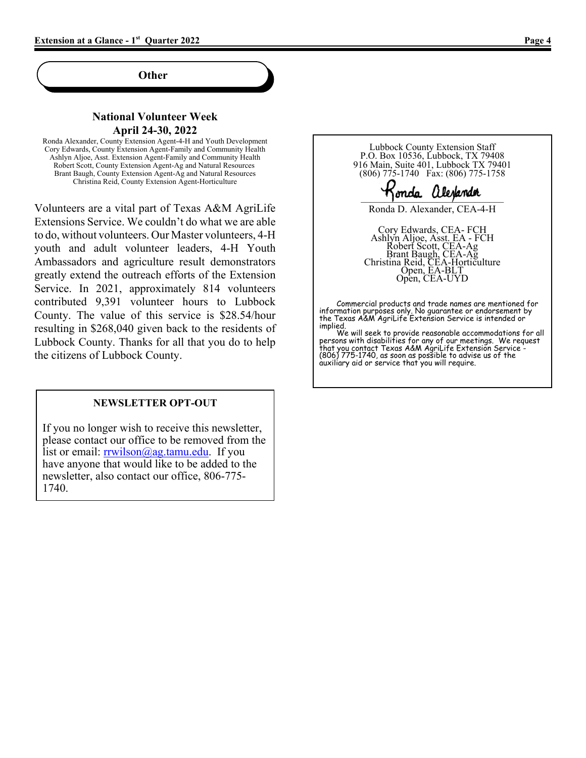## Other

### National Volunteer Week
### April 24-30, 2022

Ronda Alexander, County Extension Agent-4-H and Youth Development
Cory Edwards, County Extension Agent-Family and Community Health
Ashlyn Aljoe, Asst. Extension Agent-Family and Community Health
Robert Scott, County Extension Agent-Ag and Natural Resources
Brant Baugh, County Extension Agent-Ag and Natural Resources
Christina Reid, County Extension Agent-Horticulture

Volunteers are a vital part of Texas A&M AgriLife Extensions Service. We couldn't do what we are able to do, without volunteers. Our Master volunteers, 4-H youth and adult volunteer leaders, 4-H Youth Ambassadors and agriculture result demonstrators greatly extend the outreach efforts of the Extension Service. In 2021, approximately 814 volunteers contributed 9,391 volunteer hours to Lubbock County. The value of this service is $28.54/hour resulting in $268,040 given back to the residents of Lubbock County. Thanks for all that you do to help the citizens of Lubbock County.

**NEWSLETTER OPT-OUT**

If you no longer wish to receive this newsletter, please contact our office to be removed from the list or email: rrwilson@ag.tamu.edu. If you have anyone that would like to be added to the newsletter, also contact our office, 806-775-1740.

Lubbock County Extension Staff
P.O. Box 10536, Lubbock, TX 79408
916 Main, Suite 401, Lubbock TX 79401
(806) 775-1740 Fax: (806) 775-1758

Ronda Alexander

Ronda D. Alexander, CEA-4-H

Cory Edwards, CEA- FCH
Ashlyn Aljoe, Asst. EA - FCH
Robert Scott, CEA-Ag
Brant Baugh, CEA-Ag
Christina Reid, CEA-Horticulture
Open, EA-BLT
Open, CEA-UYD

Commercial products and trade names are mentioned for information purposes only. No guarantee or endorsement by the Texas A&M AgriLife Extension Service is intended or implied.

We will seek to provide reasonable accommodations for all persons with disabilities for any of our meetings. We request that you contact Texas A&M AgriLife Extension Service - (806) 775-1740, as soon as possible to advise us of the auxiliary aid or service that you will require.